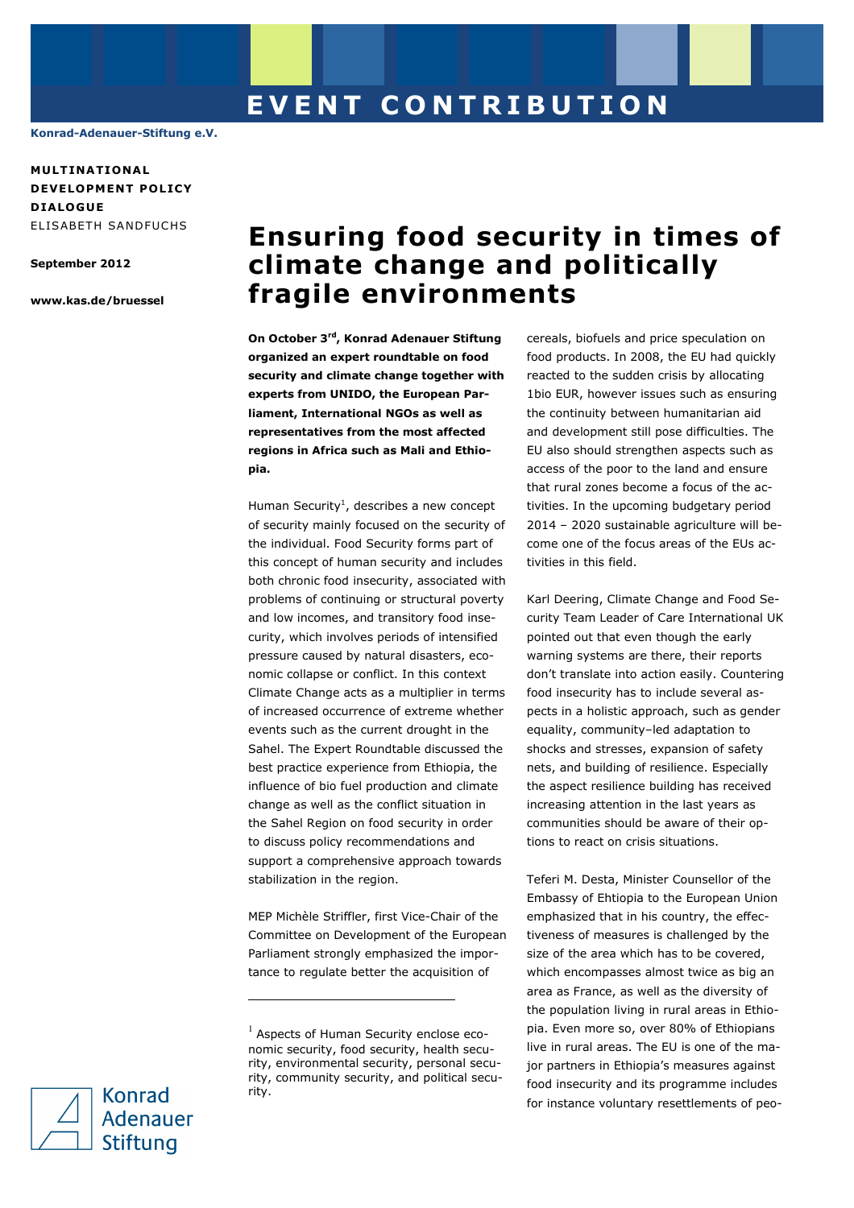# EVENT CONTRIBUTION

Konrad-Adenauer-Stiftung e.V.

**MULTINATIONAL DEVELOPMENT POLICY DIALOGUE**
ELISABETH SANDFUCHS

**September 2012**

**www.kas.de/bruessel**

# Ensuring food security in times of climate change and politically fragile environments

**On October 3rd, Konrad Adenauer Stiftung organized an expert roundtable on food security and climate change together with experts from UNIDO, the European Parliament, International NGOs as well as representatives from the most affected regions in Africa such as Mali and Ethiopia.**

Human Security[1], describes a new concept of security mainly focused on the security of the individual. Food Security forms part of this concept of human security and includes both chronic food insecurity, associated with problems of continuing or structural poverty and low incomes, and transitory food insecurity, which involves periods of intensified pressure caused by natural disasters, economic collapse or conflict. In this context Climate Change acts as a multiplier in terms of increased occurrence of extreme whether events such as the current drought in the Sahel. The Expert Roundtable discussed the best practice experience from Ethiopia, the influence of bio fuel production and climate change as well as the conflict situation in the Sahel Region on food security in order to discuss policy recommendations and support a comprehensive approach towards stabilization in the region.

MEP Michèle Striffler, first Vice-Chair of the Committee on Development of the European Parliament strongly emphasized the importance to regulate better the acquisition of cereals, biofuels and price speculation on food products. In 2008, the EU had quickly reacted to the sudden crisis by allocating 1bio EUR, however issues such as ensuring the continuity between humanitarian aid and development still pose difficulties. The EU also should strengthen aspects such as access of the poor to the land and ensure that rural zones become a focus of the activities. In the upcoming budgetary period 2014 – 2020 sustainable agriculture will become one of the focus areas of the EUs activities in this field.

Karl Deering, Climate Change and Food Security Team Leader of Care International UK pointed out that even though the early warning systems are there, their reports don't translate into action easily. Countering food insecurity has to include several aspects in a holistic approach, such as gender equality, community–led adaptation to shocks and stresses, expansion of safety nets, and building of resilience. Especially the aspect resilience building has received increasing attention in the last years as communities should be aware of their options to react on crisis situations.

Teferi M. Desta, Minister Counsellor of the Embassy of Ehtiopia to the European Union emphasized that in his country, the effectiveness of measures is challenged by the size of the area which has to be covered, which encompasses almost twice as big an area as France, as well as the diversity of the population living in rural areas in Ethiopia. Even more so, over 80% of Ethiopians live in rural areas. The EU is one of the major partners in Ethiopia's measures against food insecurity and its programme includes for instance voluntary resettlements of peo-

---

[1] Aspects of Human Security enclose economic security, food security, health security, environmental security, personal security, community security, and political security.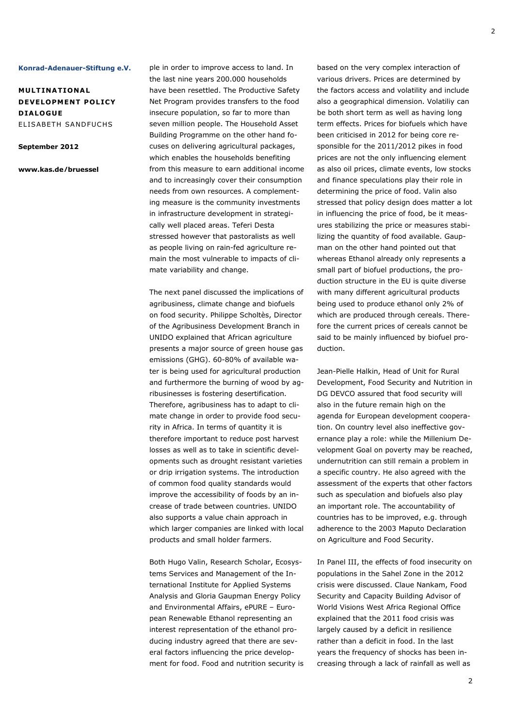ple in order to improve access to land. In the last nine years 200.000 households have been resettled. The Productive Safety Net Program provides transfers to the food insecure population, so far to more than seven million people. The Household Asset Building Programme on the other hand focuses on delivering agricultural packages, which enables the households benefiting from this measure to earn additional income and to increasingly cover their consumption needs from own resources. A complementing measure is the community investments in infrastructure development in strategically well placed areas. Teferi Desta stressed however that pastoralists as well as people living on rain-fed agriculture remain the most vulnerable to impacts of climate variability and change.

The next panel discussed the implications of agribusiness, climate change and biofuels on food security. Philippe Scholtès, Director of the Agribusiness Development Branch in UNIDO explained that African agriculture presents a major source of green house gas emissions (GHG). 60-80% of available water is being used for agricultural production and furthermore the burning of wood by agribusinesses is fostering desertification. Therefore, agribusiness has to adapt to climate change in order to provide food security in Africa. In terms of quantity it is therefore important to reduce post harvest losses as well as to take in scientific developments such as drought resistant varieties or drip irrigation systems. The introduction of common food quality standards would improve the accessibility of foods by an increase of trade between countries. UNIDO also supports a value chain approach in which larger companies are linked with local products and small holder farmers.

Both Hugo Valin, Research Scholar, Ecosystems Services and Management of the International Institute for Applied Systems Analysis and Gloria Gaupman Energy Policy and Environmental Affairs, ePURE – European Renewable Ethanol representing an interest representation of the ethanol producing industry agreed that there are several factors influencing the price development for food. Food and nutrition security is based on the very complex interaction of various drivers. Prices are determined by the factors access and volatility and include also a geographical dimension. Volatiliy can be both short term as well as having long term effects. Prices for biofuels which have been criticised in 2012 for being core responsible for the 2011/2012 pikes in food prices are not the only influencing element as also oil prices, climate events, low stocks and finance speculations play their role in determining the price of food. Valin also stressed that policy design does matter a lot in influencing the price of food, be it measures stabilizing the price or measures stabilizing the quantity of food available. Gaupman on the other hand pointed out that whereas Ethanol already only represents a small part of biofuel productions, the production structure in the EU is quite diverse with many different agricultural products being used to produce ethanol only 2% of which are produced through cereals. Therefore the current prices of cereals cannot be said to be mainly influenced by biofuel production.

Jean-Pielle Halkin, Head of Unit for Rural Development, Food Security and Nutrition in DG DEVCO assured that food security will also in the future remain high on the agenda for European development cooperation. On country level also ineffective governance play a role: while the Millenium Development Goal on poverty may be reached, undernutrition can still remain a problem in a specific country. He also agreed with the assessment of the experts that other factors such as speculation and biofuels also play an important role. The accountability of countries has to be improved, e.g. through adherence to the 2003 Maputo Declaration on Agriculture and Food Security.

In Panel III, the effects of food insecurity on populations in the Sahel Zone in the 2012 crisis were discussed. Claue Nankam, Food Security and Capacity Building Advisor of World Visions West Africa Regional Office explained that the 2011 food crisis was largely caused by a deficit in resilience rather than a deficit in food. In the last years the frequency of shocks has been increasing through a lack of rainfall as well as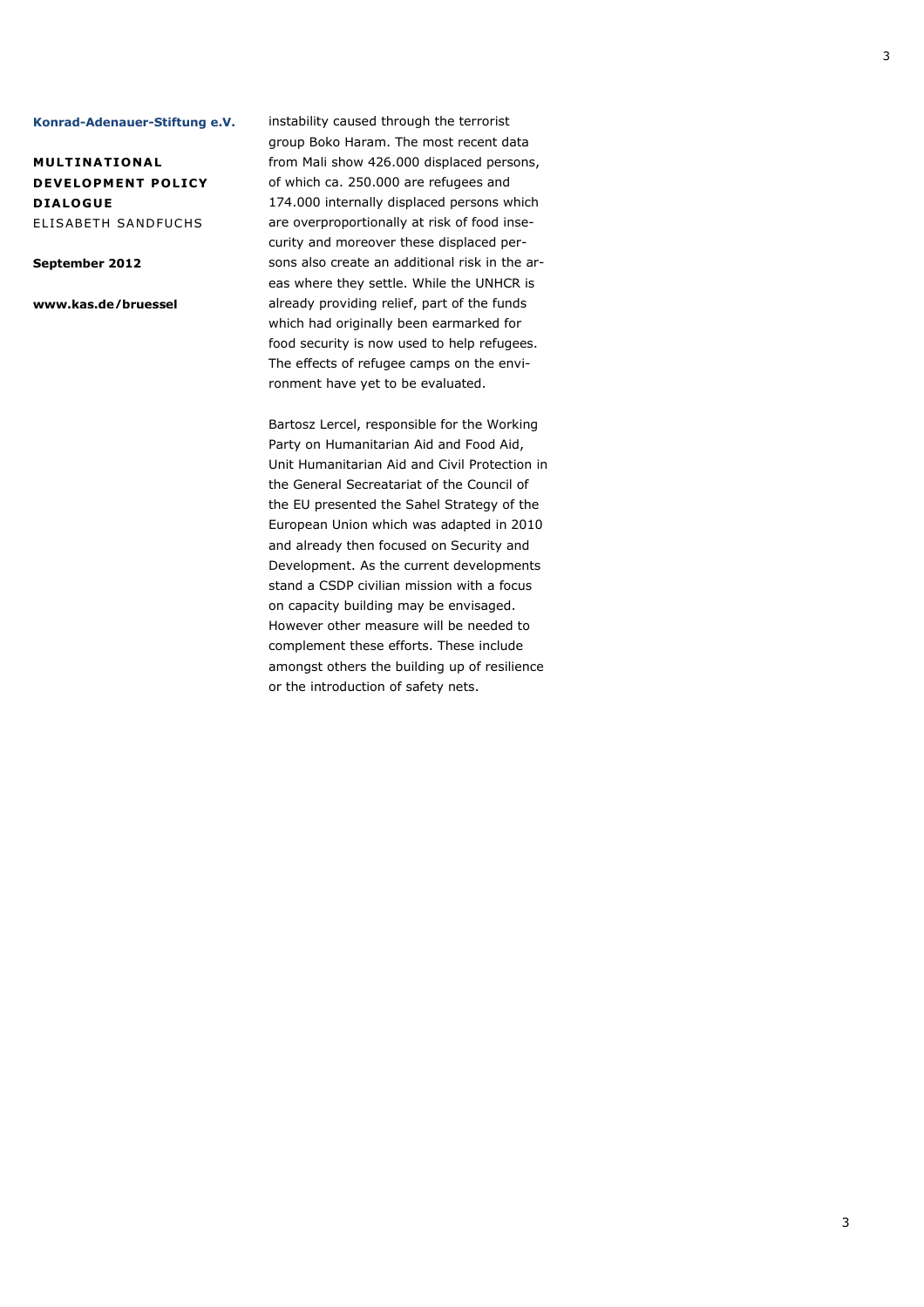instability caused through the terrorist group Boko Haram. The most recent data from Mali show 426.000 displaced persons, of which ca. 250.000 are refugees and 174.000 internally displaced persons which are overproportionally at risk of food insecurity and moreover these displaced persons also create an additional risk in the areas where they settle. While the UNHCR is already providing relief, part of the funds which had originally been earmarked for food security is now used to help refugees. The effects of refugee camps on the environment have yet to be evaluated.

Bartosz Lercel, responsible for the Working Party on Humanitarian Aid and Food Aid, Unit Humanitarian Aid and Civil Protection in the General Secreatariat of the Council of the EU presented the Sahel Strategy of the European Union which was adapted in 2010 and already then focused on Security and Development. As the current developments stand a CSDP civilian mission with a focus on capacity building may be envisaged. However other measure will be needed to complement these efforts. These include amongst others the building up of resilience or the introduction of safety nets.